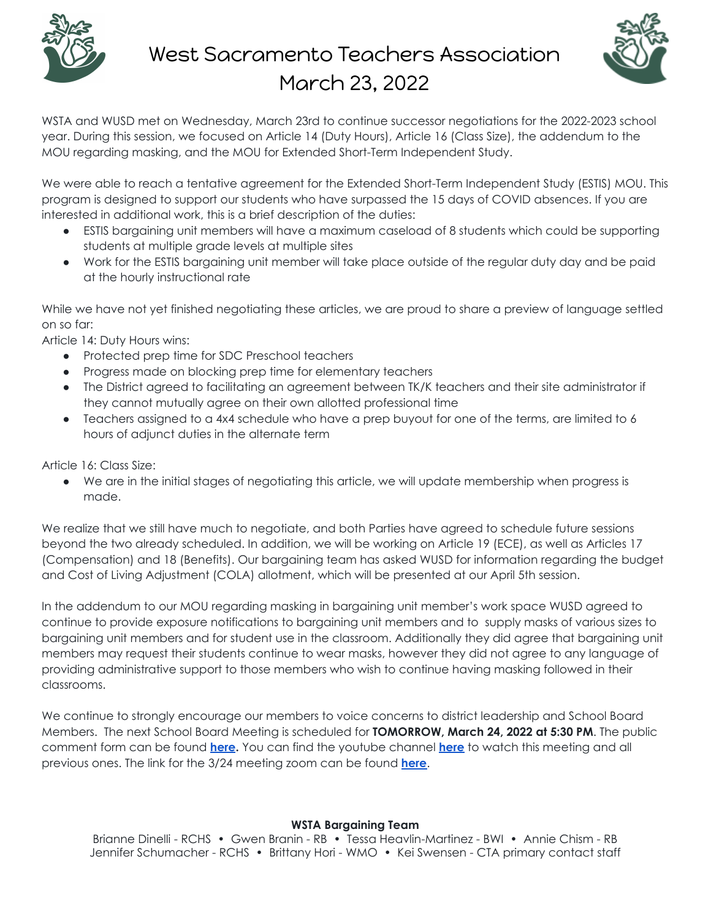# West Sacramento Teachers Association
## March 23, 2022

WSTA and WUSD met on Wednesday, March 23rd to continue successor negotiations for the 2022-2023 school year. During this session, we focused on Article 14 (Duty Hours), Article 16 (Class Size), the addendum to the MOU regarding masking, and the MOU for Extended Short-Term Independent Study.

We were able to reach a tentative agreement for the Extended Short-Term Independent Study (ESTIS) MOU. This program is designed to support our students who have surpassed the 15 days of COVID absences. If you are interested in additional work, this is a brief description of the duties:

- ESTIS bargaining unit members will have a maximum caseload of 8 students which could be supporting students at multiple grade levels at multiple sites
- Work for the ESTIS bargaining unit member will take place outside of the regular duty day and be paid at the hourly instructional rate

While we have not yet finished negotiating these articles, we are proud to share a preview of language settled on so far:

Article 14: Duty Hours wins:

- Protected prep time for SDC Preschool teachers
- Progress made on blocking prep time for elementary teachers
- The District agreed to facilitating an agreement between TK/K teachers and their site administrator if they cannot mutually agree on their own allotted professional time
- Teachers assigned to a 4x4 schedule who have a prep buyout for one of the terms, are limited to 6 hours of adjunct duties in the alternate term

Article 16: Class Size:

- We are in the initial stages of negotiating this article, we will update membership when progress is made.

We realize that we still have much to negotiate, and both Parties have agreed to schedule future sessions beyond the two already scheduled. In addition, we will be working on Article 19 (ECE), as well as Articles 17 (Compensation) and 18 (Benefits). Our bargaining team has asked WUSD for information regarding the budget and Cost of Living Adjustment (COLA) allotment, which will be presented at our April 5th session.

In the addendum to our MOU regarding masking in bargaining unit member's work space WUSD agreed to continue to provide exposure notifications to bargaining unit members and to supply masks of various sizes to bargaining unit members and for student use in the classroom. Additionally they did agree that bargaining unit members may request their students continue to wear masks, however they did not agree to any language of providing administrative support to those members who wish to continue having masking followed in their classrooms.

We continue to strongly encourage our members to voice concerns to district leadership and School Board Members. The next School Board Meeting is scheduled for **TOMORROW, March 24, 2022 at 5:30 PM**. The public comment form can be found **here**. You can find the youtube channel **here** to watch this meeting and all previous ones. The link for the 3/24 meeting zoom can be found **here**.

**WSTA Bargaining Team**

Brianne Dinelli - RCHS • Gwen Branin - RB • Tessa Heavlin-Martinez - BWI • Annie Chism - RB
Jennifer Schumacher - RCHS • Brittany Hori - WMO • Kei Swensen - CTA primary contact staff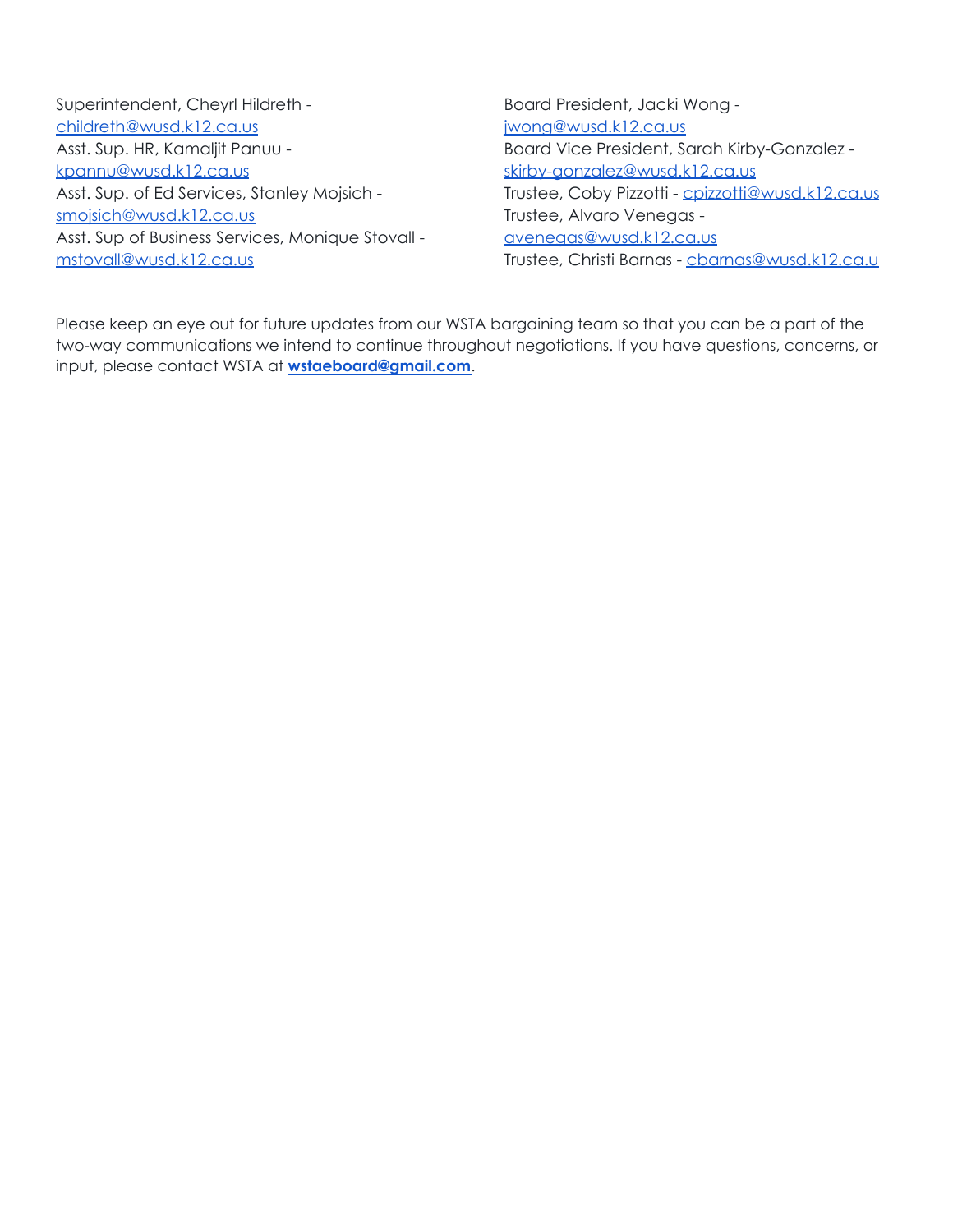Superintendent, Cheyrl Hildreth - childreth@wusd.k12.ca.us
Asst. Sup. HR, Kamaljit Panuu - kpannu@wusd.k12.ca.us
Asst. Sup. of Ed Services, Stanley Mojsich - smojsich@wusd.k12.ca.us
Asst. Sup of Business Services, Monique Stovall - mstovall@wusd.k12.ca.us

Board President, Jacki Wong - jwong@wusd.k12.ca.us
Board Vice President, Sarah Kirby-Gonzalez - skirby-gonzalez@wusd.k12.ca.us
Trustee, Coby Pizzotti - cpizzotti@wusd.k12.ca.us
Trustee, Alvaro Venegas - avenegas@wusd.k12.ca.us
Trustee, Christi Barnas - cbarnas@wusd.k12.ca.u

Please keep an eye out for future updates from our WSTA bargaining team so that you can be a part of the two-way communications we intend to continue throughout negotiations. If you have questions, concerns, or input, please contact WSTA at **wstaeboard@gmail.com**.